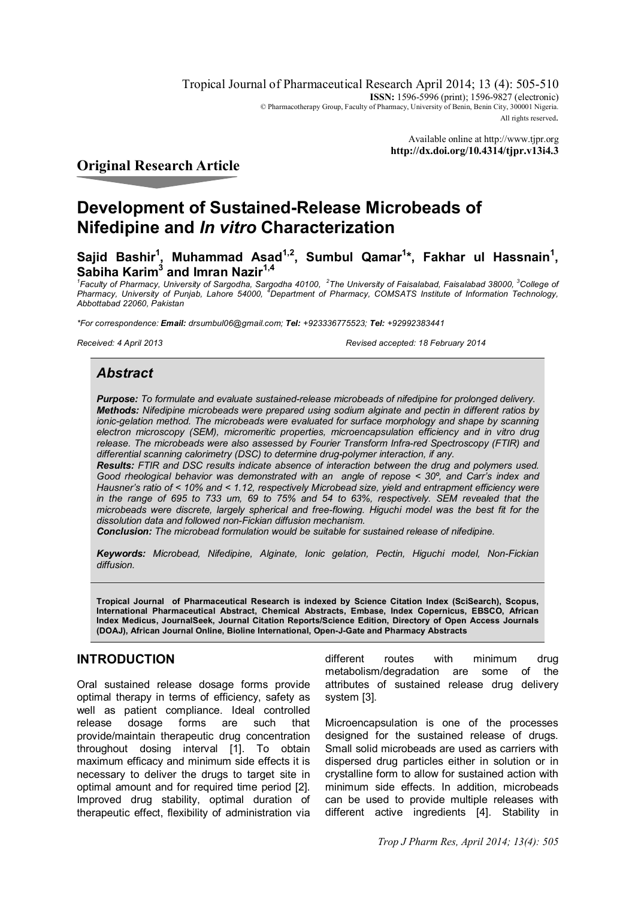Available online at http://www.tjpr.org
**http://dx.doi.org/10.4314/tjpr.v13i4.3**

**ISSN:** 1596-5996 (print); 1596-9827 (electronic)
© Pharmacotherapy Group, Faculty of Pharmacy, University of Benin, Benin City, 300001 Nigeria.
All rights reserved.

## Original Research Article

# Development of Sustained-Release Microbeads of Nifedipine and *In vitro* Characterization

**Sajid Bashir[1], Muhammad Asad[1,2], Sumbul Qamar[1]\*, Fakhar ul Hassnain[1], Sabiha Karim[3] and Imran Nazir[1,4]**

*[1]Faculty of Pharmacy, University of Sargodha, Sargodha 40100, [2]The University of Faisalabad, Faisalabad 38000, [3]College of Pharmacy, University of Punjab, Lahore 54000, [4]Department of Pharmacy, COMSATS Institute of Information Technology, Abbottabad 22060, Pakistan*

*\*For correspondence:* ***Email:*** *drsumbul06@gmail.com;* ***Tel:*** *+923336775523;* ***Tel:*** *+92992383441*

*Received: 4 April 2013* *Revised accepted: 18 February 2014*

## *Abstract*

***Purpose:*** *To formulate and evaluate sustained-release microbeads of nifedipine for prolonged delivery.*
***Methods:*** *Nifedipine microbeads were prepared using sodium alginate and pectin in different ratios by ionic-gelation method. The microbeads were evaluated for surface morphology and shape by scanning electron microscopy (SEM), micromeritic properties, microencapsulation efficiency and in vitro drug release. The microbeads were also assessed by Fourier Transform Infra-red Spectroscopy (FTIR) and differential scanning calorimetry (DSC) to determine drug-polymer interaction, if any.*
***Results:*** *FTIR and DSC results indicate absence of interaction between the drug and polymers used. Good rheological behavior was demonstrated with an angle of repose < 30º, and Carr's index and Hausner's ratio of < 10% and < 1.12, respectively Microbead size, yield and entrapment efficiency were in the range of 695 to 733 um, 69 to 75% and 54 to 63%, respectively. SEM revealed that the microbeads were discrete, largely spherical and free-flowing. Higuchi model was the best fit for the dissolution data and followed non-Fickian diffusion mechanism.*
***Conclusion:*** *The microbead formulation would be suitable for sustained release of nifedipine.*

***Keywords:*** *Microbead, Nifedipine, Alginate, Ionic gelation, Pectin, Higuchi model, Non-Fickian diffusion.*

**Tropical Journal of Pharmaceutical Research is indexed by Science Citation Index (SciSearch), Scopus, International Pharmaceutical Abstract, Chemical Abstracts, Embase, Index Copernicus, EBSCO, African Index Medicus, JournalSeek, Journal Citation Reports/Science Edition, Directory of Open Access Journals (DOAJ), African Journal Online, Bioline International, Open-J-Gate and Pharmacy Abstracts**

## INTRODUCTION

Oral sustained release dosage forms provide optimal therapy in terms of efficiency, safety as well as patient compliance. Ideal controlled release dosage forms are such that provide/maintain therapeutic drug concentration throughout dosing interval [1]. To obtain maximum efficacy and minimum side effects it is necessary to deliver the drugs to target site in optimal amount and for required time period [2]. Improved drug stability, optimal duration of therapeutic effect, flexibility of administration via different routes with minimum drug metabolism/degradation are some of the attributes of sustained release drug delivery system [3].

Microencapsulation is one of the processes designed for the sustained release of drugs. Small solid microbeads are used as carriers with dispersed drug particles either in solution or in crystalline form to allow for sustained action with minimum side effects. In addition, microbeads can be used to provide multiple releases with different active ingredients [4]. Stability in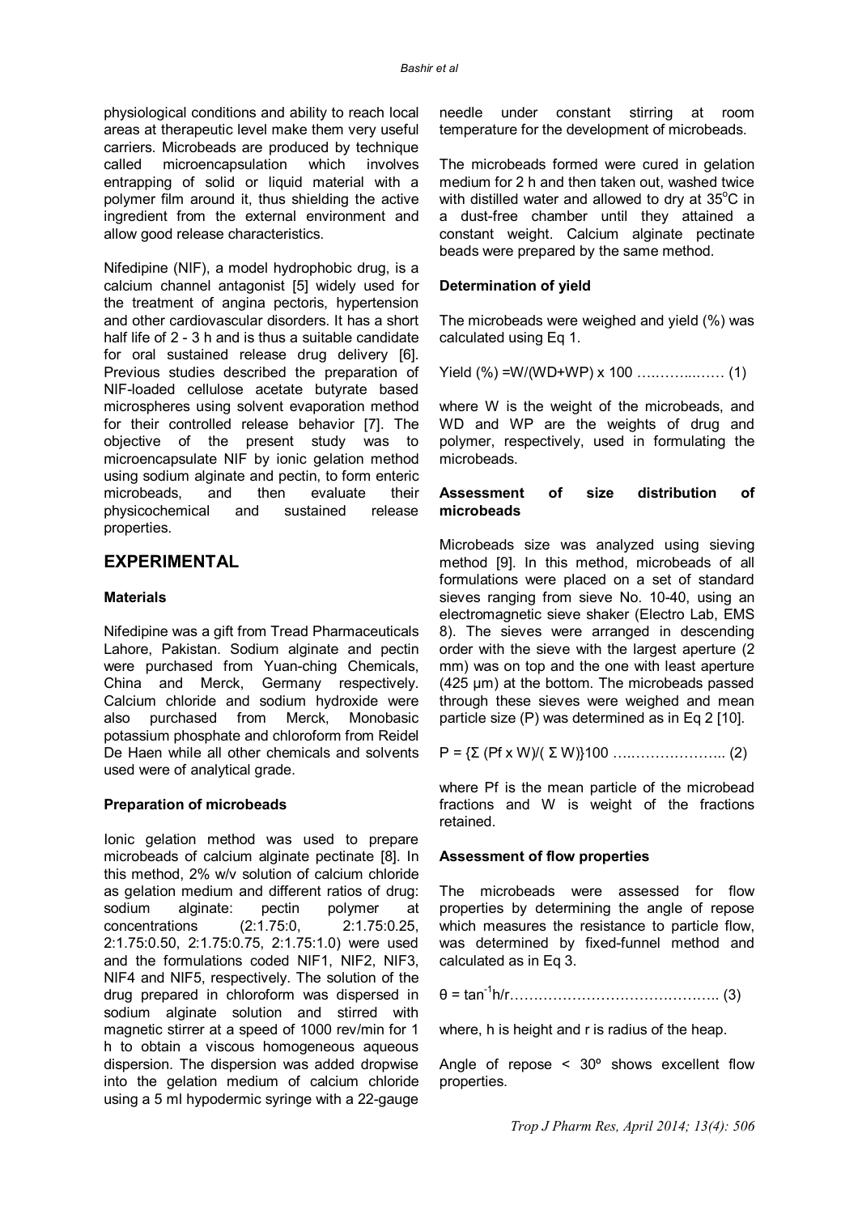physiological conditions and ability to reach local areas at therapeutic level make them very useful carriers. Microbeads are produced by technique called microencapsulation which involves entrapping of solid or liquid material with a polymer film around it, thus shielding the active ingredient from the external environment and allow good release characteristics.

Nifedipine (NIF), a model hydrophobic drug, is a calcium channel antagonist [5] widely used for the treatment of angina pectoris, hypertension and other cardiovascular disorders. It has a short half life of 2 - 3 h and is thus a suitable candidate for oral sustained release drug delivery [6]. Previous studies described the preparation of NIF-loaded cellulose acetate butyrate based microspheres using solvent evaporation method for their controlled release behavior [7]. The objective of the present study was to microencapsulate NIF by ionic gelation method using sodium alginate and pectin, to form enteric microbeads, and then evaluate their physicochemical and sustained release properties.

## EXPERIMENTAL

### Materials

Nifedipine was a gift from Tread Pharmaceuticals Lahore, Pakistan. Sodium alginate and pectin were purchased from Yuan-ching Chemicals, China and Merck, Germany respectively. Calcium chloride and sodium hydroxide were also purchased from Merck, Monobasic potassium phosphate and chloroform from Reidel De Haen while all other chemicals and solvents used were of analytical grade.

### Preparation of microbeads

Ionic gelation method was used to prepare microbeads of calcium alginate pectinate [8]. In this method, 2% w/v solution of calcium chloride as gelation medium and different ratios of drug: sodium alginate: pectin polymer at concentrations (2:1.75:0, 2:1.75:0.25, 2:1.75:0.50, 2:1.75:0.75, 2:1.75:1.0) were used and the formulations coded NIF1, NIF2, NIF3, NIF4 and NIF5, respectively. The solution of the drug prepared in chloroform was dispersed in sodium alginate solution and stirred with magnetic stirrer at a speed of 1000 rev/min for 1 h to obtain a viscous homogeneous aqueous dispersion. The dispersion was added dropwise into the gelation medium of calcium chloride using a 5 ml hypodermic syringe with a 22-gauge needle under constant stirring at room temperature for the development of microbeads.

The microbeads formed were cured in gelation medium for 2 h and then taken out, washed twice with distilled water and allowed to dry at 35 $^{o}$C in a dust-free chamber until they attained a constant weight. Calcium alginate pectinate beads were prepared by the same method.

### Determination of yield

The microbeads were weighed and yield (%) was calculated using Eq 1.

$$\text{Yield (\%)} = W/(WD+WP) \times 100 \quad (1)$$

where W is the weight of the microbeads, and WD and WP are the weights of drug and polymer, respectively, used in formulating the microbeads.

### Assessment of size distribution of microbeads

Microbeads size was analyzed using sieving method [9]. In this method, microbeads of all formulations were placed on a set of standard sieves ranging from sieve No. 10-40, using an electromagnetic sieve shaker (Electro Lab, EMS 8). The sieves were arranged in descending order with the sieve with the largest aperture (2 mm) was on top and the one with least aperture (425 μm) at the bottom. The microbeads passed through these sieves were weighed and mean particle size (P) was determined as in Eq 2 [10].

$$P = \{\Sigma (Pf \times W)/(\Sigma W)\}100 \quad (2)$$

where Pf is the mean particle of the microbead fractions and W is weight of the fractions retained.

### Assessment of flow properties

The microbeads were assessed for flow properties by determining the angle of repose which measures the resistance to particle flow, was determined by fixed-funnel method and calculated as in Eq 3.

$$\theta = \tan^{-1} h/r \quad (3)$$

where, h is height and r is radius of the heap.

Angle of repose < 30º shows excellent flow properties.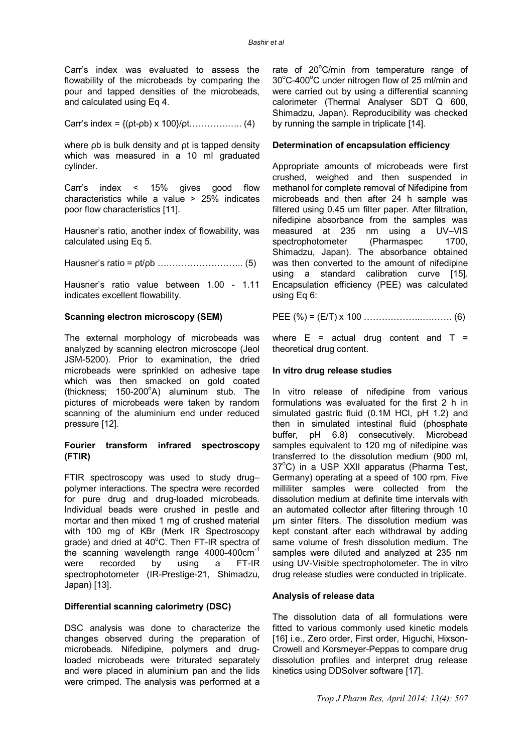Carr's index was evaluated to assess the flowability of the microbeads by comparing the pour and tapped densities of the microbeads, and calculated using Eq 4.

$$\text{Carr's index} = \{(\rho t - \rho b) \times 100\}/\rho t \quad \ldots\ldots\ldots\ldots\ldots (4)$$

where ρb is bulk density and ρt is tapped density which was measured in a 10 ml graduated cylinder.

Carr's index < 15% gives good flow characteristics while a value > 25% indicates poor flow characteristics [11].

Hausner's ratio, another index of flowability, was calculated using Eq 5.

$$\text{Hausner's ratio} = \rho t/\rho b \quad \ldots\ldots\ldots\ldots\ldots (5)$$

Hausner's ratio value between 1.00 - 1.11 indicates excellent flowability.

**Scanning electron microscopy (SEM)**

The external morphology of microbeads was analyzed by scanning electron microscope (Jeol JSM-5200). Prior to examination, the dried microbeads were sprinkled on adhesive tape which was then smacked on gold coated (thickness; 150-200°A) aluminum stub. The pictures of microbeads were taken by random scanning of the aluminium end under reduced pressure [12].

**Fourier transform infrared spectroscopy (FTIR)**

FTIR spectroscopy was used to study drug–polymer interactions. The spectra were recorded for pure drug and drug-loaded microbeads. Individual beads were crushed in pestle and mortar and then mixed 1 mg of crushed material with 100 mg of KBr (Merk IR Spectroscopy grade) and dried at 40°C. Then FT-IR spectra of the scanning wavelength range 4000-400cm$^{-1}$ were recorded by using a FT-IR spectrophotometer (IR-Prestige-21, Shimadzu, Japan) [13].

**Differential scanning calorimetry (DSC)**

DSC analysis was done to characterize the changes observed during the preparation of microbeads. Nifedipine, polymers and drug-loaded microbeads were triturated separately and were placed in aluminium pan and the lids were crimped. The analysis was performed at a rate of 20°C/min from temperature range of 30°C-400°C under nitrogen flow of 25 ml/min and were carried out by using a differential scanning calorimeter (Thermal Analyser SDT Q 600, Shimadzu, Japan). Reproducibility was checked by running the sample in triplicate [14].

**Determination of encapsulation efficiency**

Appropriate amounts of microbeads were first crushed, weighed and then suspended in methanol for complete removal of Nifedipine from microbeads and then after 24 h sample was filtered using 0.45 um filter paper. After filtration, nifedipine absorbance from the samples was measured at 235 nm using a UV–VIS spectrophotometer (Pharmaspec 1700, Shimadzu, Japan). The absorbance obtained was then converted to the amount of nifedipine using a standard calibration curve [15]. Encapsulation efficiency (PEE) was calculated using Eq 6:

$$\text{PEE (\%)} = (E/T) \times 100 \quad \ldots\ldots\ldots\ldots\ldots (6)$$

where E = actual drug content and T = theoretical drug content.

**In vitro drug release studies**

In vitro release of nifedipine from various formulations was evaluated for the first 2 h in simulated gastric fluid (0.1M HCl, pH 1.2) and then in simulated intestinal fluid (phosphate buffer, pH 6.8) consecutively. Microbead samples equivalent to 120 mg of nifedipine was transferred to the dissolution medium (900 ml, 37°C) in a USP XXII apparatus (Pharma Test, Germany) operating at a speed of 100 rpm. Five milliliter samples were collected from the dissolution medium at definite time intervals with an automated collector after filtering through 10 μm sinter filters. The dissolution medium was kept constant after each withdrawal by adding same volume of fresh dissolution medium. The samples were diluted and analyzed at 235 nm using UV-Visible spectrophotometer. The in vitro drug release studies were conducted in triplicate.

**Analysis of release data**

The dissolution data of all formulations were fitted to various commonly used kinetic models [16] i.e., Zero order, First order, Higuchi, Hixson-Crowell and Korsmeyer-Peppas to compare drug dissolution profiles and interpret drug release kinetics using DDSolver software [17].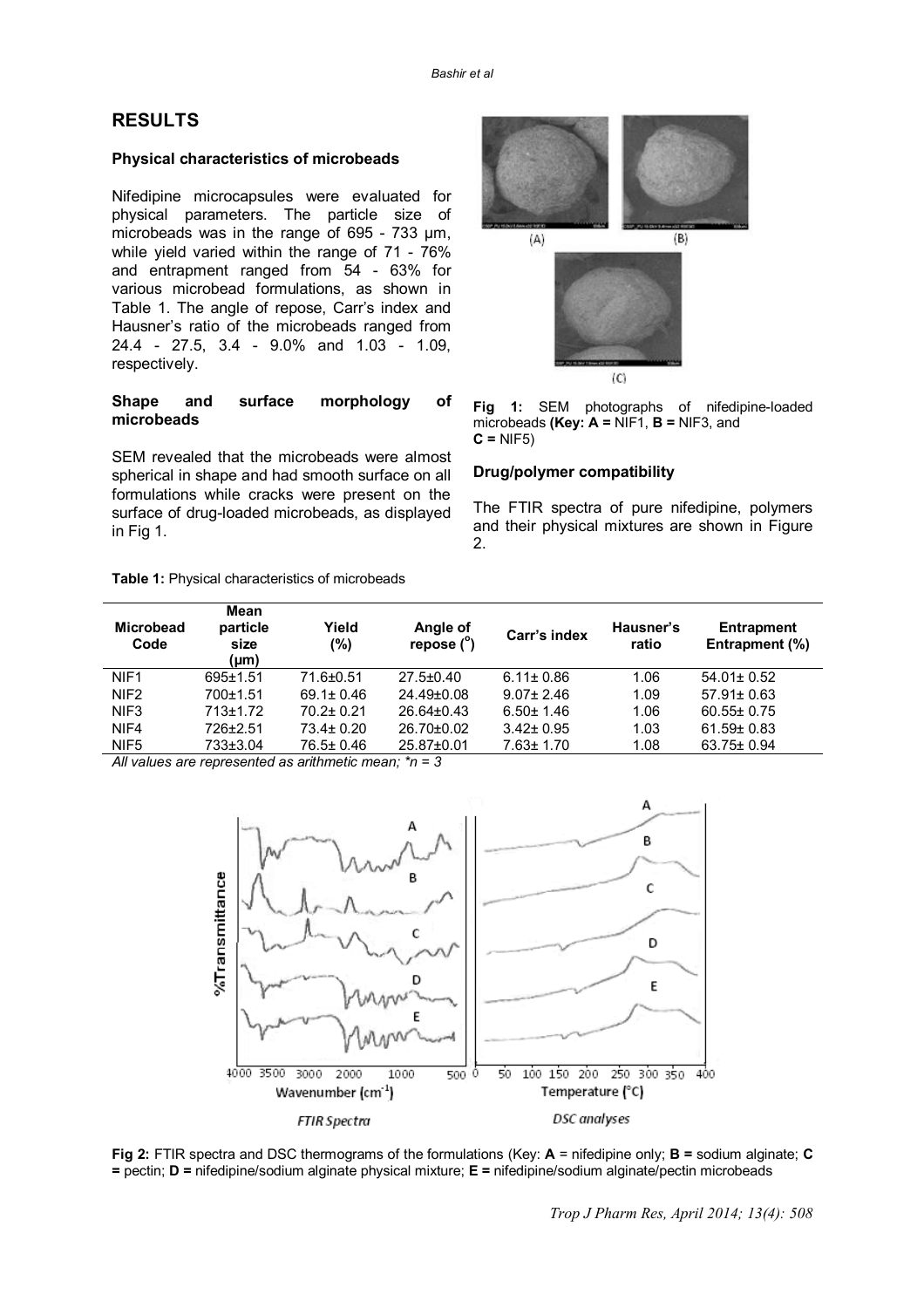# RESULTS

### Physical characteristics of microbeads

Nifedipine microcapsules were evaluated for physical parameters. The particle size of microbeads was in the range of 695 - 733 µm, while yield varied within the range of 71 - 76% and entrapment ranged from 54 - 63% for various microbead formulations, as shown in Table 1. The angle of repose, Carr's index and Hausner's ratio of the microbeads ranged from 24.4 - 27.5, 3.4 - 9.0% and 1.03 - 1.09, respectively.

### Shape and surface morphology of microbeads

SEM revealed that the microbeads were almost spherical in shape and had smooth surface on all formulations while cracks were present on the surface of drug-loaded microbeads, as displayed in Fig 1.

**Fig 1:** SEM photographs of nifedipine-loaded microbeads **(Key: A =** NIF1, **B =** NIF3, and **C =** NIF5)

### Drug/polymer compatibility

The FTIR spectra of pure nifedipine, polymers and their physical mixtures are shown in Figure 2.

**Table 1:** Physical characteristics of microbeads

| Microbead Code | Mean particle size (µm) | Yield (%) | Angle of repose (°) | Carr's index | Hausner's ratio | Entrapment Entrapment (%) |
|---|---|---|---|---|---|---|
| NIF1 | 695±1.51 | 71.6±0.51 | 27.5±0.40 | 6.11± 0.86 | 1.06 | 54.01± 0.52 |
| NIF2 | 700±1.51 | 69.1± 0.46 | 24.49±0.08 | 9.07± 2.46 | 1.09 | 57.91± 0.63 |
| NIF3 | 713±1.72 | 70.2± 0.21 | 26.64±0.43 | 6.50± 1.46 | 1.06 | 60.55± 0.75 |
| NIF4 | 726±2.51 | 73.4± 0.20 | 26.70±0.02 | 3.42± 0.95 | 1.03 | 61.59± 0.83 |
| NIF5 | 733±3.04 | 76.5± 0.46 | 25.87±0.01 | 7.63± 1.70 | 1.08 | 63.75± 0.94 |

*All values are represented as arithmetic mean; \*n = 3*

**Fig 2:** FTIR spectra and DSC thermograms of the formulations (Key: **A** = nifedipine only; **B =** sodium alginate; **C =** pectin; **D =** nifedipine/sodium alginate physical mixture; **E =** nifedipine/sodium alginate/pectin microbeads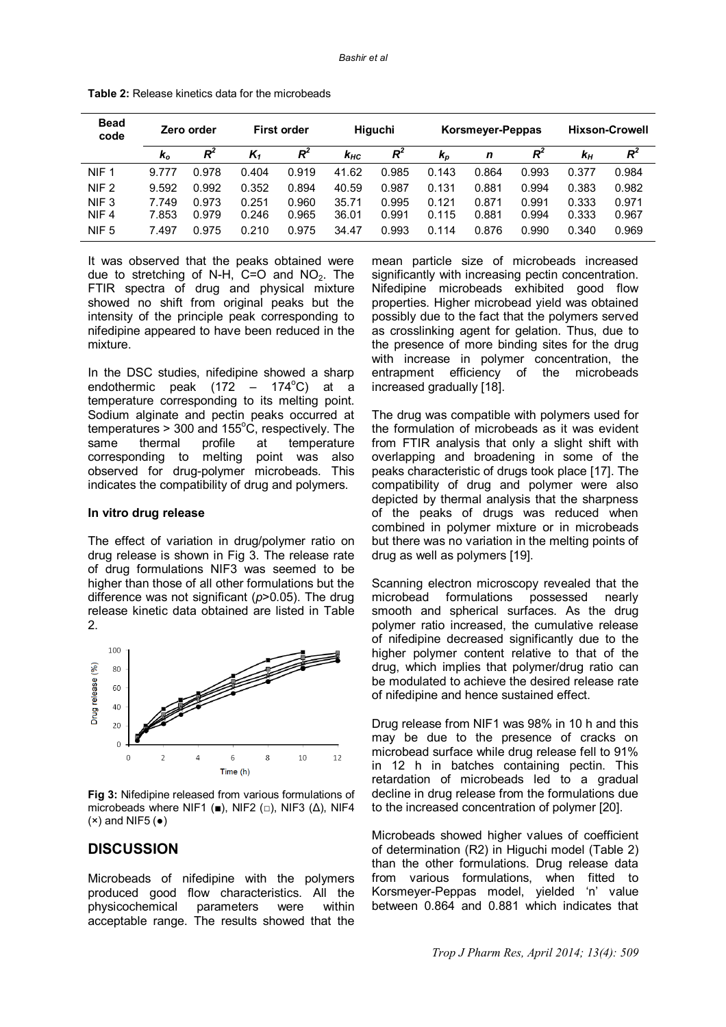**Table 2:** Release kinetics data for the microbeads

| Bead code | Zero order | | First order | | Higuchi | | Korsmeyer-Peppas | | | Hixson-Crowell | |
|---|---|---|---|---|---|---|---|---|---|---|---|
| | $k_o$ | $R^2$ | $K_1$ | $R^2$ | $k_{HC}$ | $R^2$ | $k_p$ | $n$ | $R^2$ | $k_H$ | $R^2$ |
| NIF 1 | 9.777 | 0.978 | 0.404 | 0.919 | 41.62 | 0.985 | 0.143 | 0.864 | 0.993 | 0.377 | 0.984 |
| NIF 2 | 9.592 | 0.992 | 0.352 | 0.894 | 40.59 | 0.987 | 0.131 | 0.881 | 0.994 | 0.383 | 0.982 |
| NIF 3 | 7.749 | 0.973 | 0.251 | 0.960 | 35.71 | 0.995 | 0.121 | 0.871 | 0.991 | 0.333 | 0.971 |
| NIF 4 | 7.853 | 0.979 | 0.246 | 0.965 | 36.01 | 0.991 | 0.115 | 0.881 | 0.994 | 0.333 | 0.967 |
| NIF 5 | 7.497 | 0.975 | 0.210 | 0.975 | 34.47 | 0.993 | 0.114 | 0.876 | 0.990 | 0.340 | 0.969 |

It was observed that the peaks obtained were due to stretching of N-H, C=O and $NO_2$. The FTIR spectra of drug and physical mixture showed no shift from original peaks but the intensity of the principle peak corresponding to nifedipine appeared to have been reduced in the mixture.

In the DSC studies, nifedipine showed a sharp endothermic peak (172 – 174 °C) at a temperature corresponding to its melting point. Sodium alginate and pectin peaks occurred at temperatures > 300 and 155 °C, respectively. The same thermal profile at temperature corresponding to melting point was also observed for drug-polymer microbeads. This indicates the compatibility of drug and polymers.

### In vitro drug release

The effect of variation in drug/polymer ratio on drug release is shown in Fig 3. The release rate of drug formulations NIF3 was seemed to be higher than those of all other formulations but the difference was not significant ($p>0.05$). The drug release kinetic data obtained are listed in Table 2.

**Fig 3:** Nifedipine released from various formulations of microbeads where NIF1 (■), NIF2 (□), NIF3 (Δ), NIF4 (×) and NIF5 (●)

## DISCUSSION

Microbeads of nifedipine with the polymers produced good flow characteristics. All the physicochemical parameters were within acceptable range. The results showed that the mean particle size of microbeads increased significantly with increasing pectin concentration. Nifedipine microbeads exhibited good flow properties. Higher microbead yield was obtained possibly due to the fact that the polymers served as crosslinking agent for gelation. Thus, due to the presence of more binding sites for the drug with increase in polymer concentration, the entrapment efficiency of the microbeads increased gradually [18].

The drug was compatible with polymers used for the formulation of microbeads as it was evident from FTIR analysis that only a slight shift with overlapping and broadening in some of the peaks characteristic of drugs took place [17]. The compatibility of drug and polymer were also depicted by thermal analysis that the sharpness of the peaks of drugs was reduced when combined in polymer mixture or in microbeads but there was no variation in the melting points of drug as well as polymers [19].

Scanning electron microscopy revealed that the microbead formulations possessed nearly smooth and spherical surfaces. As the drug polymer ratio increased, the cumulative release of nifedipine decreased significantly due to the higher polymer content relative to that of the drug, which implies that polymer/drug ratio can be modulated to achieve the desired release rate of nifedipine and hence sustained effect.

Drug release from NIF1 was 98% in 10 h and this may be due to the presence of cracks on microbead surface while drug release fell to 91% in 12 h in batches containing pectin. This retardation of microbeads led to a gradual decline in drug release from the formulations due to the increased concentration of polymer [20].

Microbeads showed higher values of coefficient of determination (R2) in Higuchi model (Table 2) than the other formulations. Drug release data from various formulations, when fitted to Korsmeyer-Peppas model, yielded 'n' value between 0.864 and 0.881 which indicates that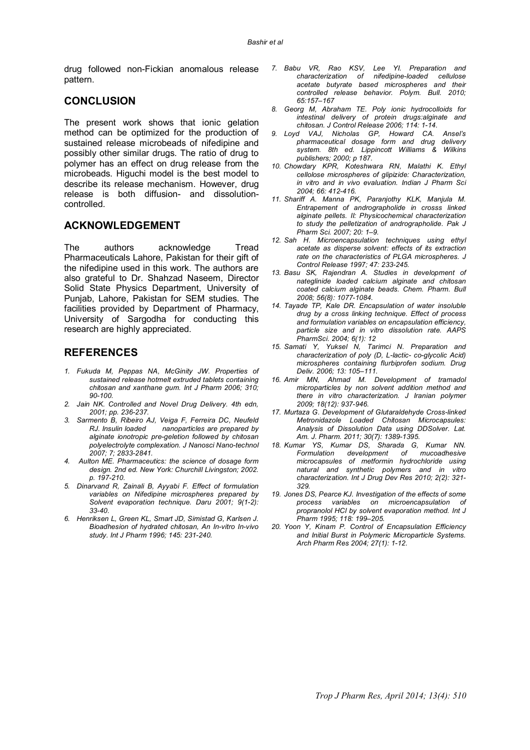drug followed non-Fickian anomalous release pattern.

## CONCLUSION

The present work shows that ionic gelation method can be optimized for the production of sustained release microbeads of nifedipine and possibly other similar drugs. The ratio of drug to polymer has an effect on drug release from the microbeads. Higuchi model is the best model to describe its release mechanism. However, drug release is both diffusion- and dissolution-controlled.

## ACKNOWLEDGEMENT

The authors acknowledge Tread Pharmaceuticals Lahore, Pakistan for their gift of the nifedipine used in this work. The authors are also grateful to Dr. Shahzad Naseem, Director Solid State Physics Department, University of Punjab, Lahore, Pakistan for SEM studies. The facilities provided by Department of Pharmacy, University of Sargodha for conducting this research are highly appreciated.

## REFERENCES

1. *Fukuda M, Peppas NA, McGinity JW. Properties of sustained release hotmelt extruded tablets containing chitosan and xanthane gum. Int J Pharm 2006; 310; 90-100.*
2. *Jain NK. Controlled and Novel Drug Delivery. 4th edn, 2001; pp. 236-237.*
3. *Sarmento B, Ribeiro AJ, Veiga F, Ferreira DC, Neufeld RJ. Insulin loaded nanoparticles are prepared by alginate ionotropic pre-geletion followed by chitosan polyelectrolyte complexation. J Nanosci Nano-technol 2007; 7; 2833-2841.*
4. *Aulton ME. Pharmaceutics: the science of dosage form design. 2nd ed. New York: Churchill Livingston; 2002. p. 197-210.*
5. *Dinarvand R, Zainali B, Ayyabi F. Effect of formulation variables on Nifedipine microspheres prepared by Solvent evaporation technique. Daru 2001; 9(1-2): 33-40.*
6. *Henriksen L, Green KL, Smart JD, Simistad G, Karlsen J. Bioadhesion of hydrated chitosan, An In-vitro In-vivo study. Int J Pharm 1996; 145: 231-240.*
7. *Babu VR, Rao KSV, Lee YI. Preparation and characterization of nifedipine-loaded cellulose acetate butyrate based microspheres and their controlled release behavior. Polym. Bull. 2010; 65:157–167*
8. *Georg M, Abraham TE. Poly ionic hydrocolloids for intestinal delivery of protein drugs:alginate and chitosan. J Control Release 2006; 114: 1-14.*
9. *Loyd VAJ, Nicholas GP, Howard CA. Ansel's pharmaceutical dosage form and drug delivery system. 8th ed. Lippincott Williams & Wilkins publishers; 2000; p 187.*
10. *Chowdary KPR, Koteshwara RN, Malathi K. Ethyl cellolose microspheres of glipizide: Characterization, in vitro and in vivo evaluation. Indian J Pharm Sci 2004; 66: 412-416.*
11. *Shariff A. Manna PK, Paranjothy KLK, Manjula M. Entrapement of andrographolide in crosss linked alginate pellets. II: Physicochemical characterization to study the pelletization of andrographolide. Pak J Pharm Sci. 2007; 20: 1–9.*
12. *Sah H. Microencapsulation techniques using ethyl acetate as disperse solvent: effects of its extraction rate on the characteristics of PLGA microspheres. J Control Release 1997; 47: 233-245.*
13. *Basu SK, Rajendran A. Studies in development of nateglinide loaded calcium alginate and chitosan coated calcium alginate beads. Chem. Pharm. Bull 2008; 56(8): 1077-1084.*
14. *Tayade TP, Kale DR. Encapsulation of water insoluble drug by a cross linking technique. Effect of process and formulation variables on encapsulation efficiency, particle size and in vitro dissolution rate. AAPS PharmSci. 2004; 6(1): 12*
15. *Samati Y, Yuksel N, Tarimci N. Preparation and characterization of poly (D, L-lactic- co-glycolic Acid) microspheres containing flurbiprofen sodium. Drug Deliv. 2006; 13: 105–111.*
16. *Amir MN, Ahmad M. Development of tramadol microparticles by non solvent addition method and there in vitro characterization. J Iranian polymer 2009; 18(12): 937-946.*
17. *Murtaza G. Development of Glutaraldehyde Cross-linked Metronidazole Loaded Chitosan Microcapsules: Analysis of Dissolution Data using DDSolver. Lat. Am. J. Pharm. 2011; 30(7): 1389-1395.*
18. *Kumar YS, Kumar DS, Sharada G, Kumar NN. Formulation development of mucoadhesive microcapsules of metformin hydrochloride using natural and synthetic polymers and in vitro characterization. Int J Drug Dev Res 2010; 2(2): 321-329.*
19. *Jones DS, Pearce KJ. Investigation of the effects of some process variables on microencapsulation of propranolol HCl by solvent evaporation method. Int J Pharm 1995; 118: 199–205.*
20. *Yoon Y, Kinam P. Control of Encapsulation Efficiency and Initial Burst in Polymeric Microparticle Systems. Arch Pharm Res 2004; 27(1): 1-12.*